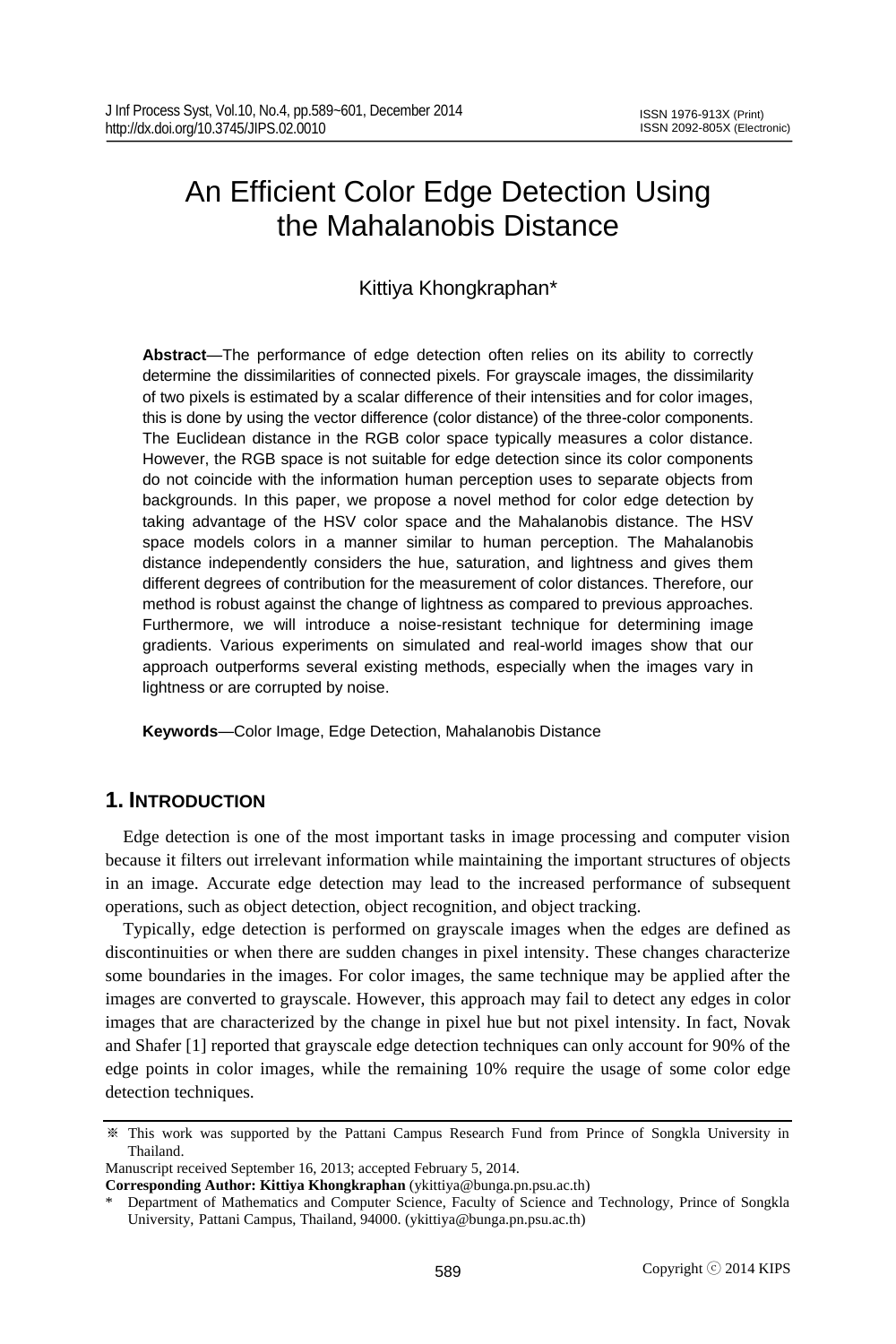# An Efficient Color Edge Detection Using the Mahalanobis Distance

Kittiya Khongkraphan*

**Abstract**—The performance of edge detection often relies on its ability to correctly determine the dissimilarities of connected pixels. For grayscale images, the dissimilarity of two pixels is estimated by a scalar difference of their intensities and for color images, this is done by using the vector difference (color distance) of the three-color components. The Euclidean distance in the RGB color space typically measures a color distance. However, the RGB space is not suitable for edge detection since its color components do not coincide with the information human perception uses to separate objects from backgrounds. In this paper, we propose a novel method for color edge detection by taking advantage of the HSV color space and the Mahalanobis distance. The HSV space models colors in a manner similar to human perception. The Mahalanobis distance independently considers the hue, saturation, and lightness and gives them different degrees of contribution for the measurement of color distances. Therefore, our method is robust against the change of lightness as compared to previous approaches. Furthermore, we will introduce a noise-resistant technique for determining image gradients. Various experiments on simulated and real-world images show that our approach outperforms several existing methods, especially when the images vary in lightness or are corrupted by noise.

**Keywords**—Color Image, Edge Detection, Mahalanobis Distance

## 1. Introduction

Edge detection is one of the most important tasks in image processing and computer vision because it filters out irrelevant information while maintaining the important structures of objects in an image. Accurate edge detection may lead to the increased performance of subsequent operations, such as object detection, object recognition, and object tracking.

Typically, edge detection is performed on grayscale images when the edges are defined as discontinuities or when there are sudden changes in pixel intensity. These changes characterize some boundaries in the images. For color images, the same technique may be applied after the images are converted to grayscale. However, this approach may fail to detect any edges in color images that are characterized by the change in pixel hue but not pixel intensity. In fact, Novak and Shafer [1] reported that grayscale edge detection techniques can only account for 90% of the edge points in color images, while the remaining 10% require the usage of some color edge detection techniques.

---

※ This work was supported by the Pattani Campus Research Fund from Prince of Songkla University in Thailand.

Manuscript received September 16, 2013; accepted February 5, 2014.

**Corresponding Author: Kittiya Khongkraphan** (ykittiya@bunga.pn.psu.ac.th)

\* Department of Mathematics and Computer Science, Faculty of Science and Technology, Prince of Songkla University, Pattani Campus, Thailand, 94000. (ykittiya@bunga.pn.psu.ac.th)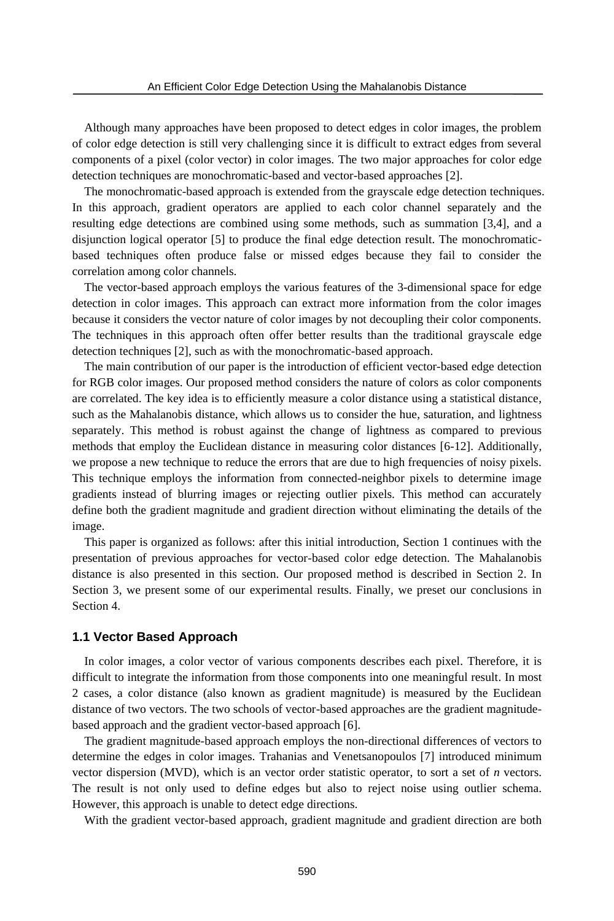Although many approaches have been proposed to detect edges in color images, the problem of color edge detection is still very challenging since it is difficult to extract edges from several components of a pixel (color vector) in color images. The two major approaches for color edge detection techniques are monochromatic-based and vector-based approaches [2].

The monochromatic-based approach is extended from the grayscale edge detection techniques. In this approach, gradient operators are applied to each color channel separately and the resulting edge detections are combined using some methods, such as summation [3,4], and a disjunction logical operator [5] to produce the final edge detection result. The monochromatic-based techniques often produce false or missed edges because they fail to consider the correlation among color channels.

The vector-based approach employs the various features of the 3-dimensional space for edge detection in color images. This approach can extract more information from the color images because it considers the vector nature of color images by not decoupling their color components. The techniques in this approach often offer better results than the traditional grayscale edge detection techniques [2], such as with the monochromatic-based approach.

The main contribution of our paper is the introduction of efficient vector-based edge detection for RGB color images. Our proposed method considers the nature of colors as color components are correlated. The key idea is to efficiently measure a color distance using a statistical distance, such as the Mahalanobis distance, which allows us to consider the hue, saturation, and lightness separately. This method is robust against the change of lightness as compared to previous methods that employ the Euclidean distance in measuring color distances [6-12]. Additionally, we propose a new technique to reduce the errors that are due to high frequencies of noisy pixels. This technique employs the information from connected-neighbor pixels to determine image gradients instead of blurring images or rejecting outlier pixels. This method can accurately define both the gradient magnitude and gradient direction without eliminating the details of the image.

This paper is organized as follows: after this initial introduction, Section 1 continues with the presentation of previous approaches for vector-based color edge detection. The Mahalanobis distance is also presented in this section. Our proposed method is described in Section 2. In Section 3, we present some of our experimental results. Finally, we preset our conclusions in Section 4.

### 1.1 Vector Based Approach

In color images, a color vector of various components describes each pixel. Therefore, it is difficult to integrate the information from those components into one meaningful result. In most 2 cases, a color distance (also known as gradient magnitude) is measured by the Euclidean distance of two vectors. The two schools of vector-based approaches are the gradient magnitude-based approach and the gradient vector-based approach [6].

The gradient magnitude-based approach employs the non-directional differences of vectors to determine the edges in color images. Trahanias and Venetsanopoulos [7] introduced minimum vector dispersion (MVD), which is an vector order statistic operator, to sort a set of *n* vectors. The result is not only used to define edges but also to reject noise using outlier schema. However, this approach is unable to detect edge directions.

With the gradient vector-based approach, gradient magnitude and gradient direction are both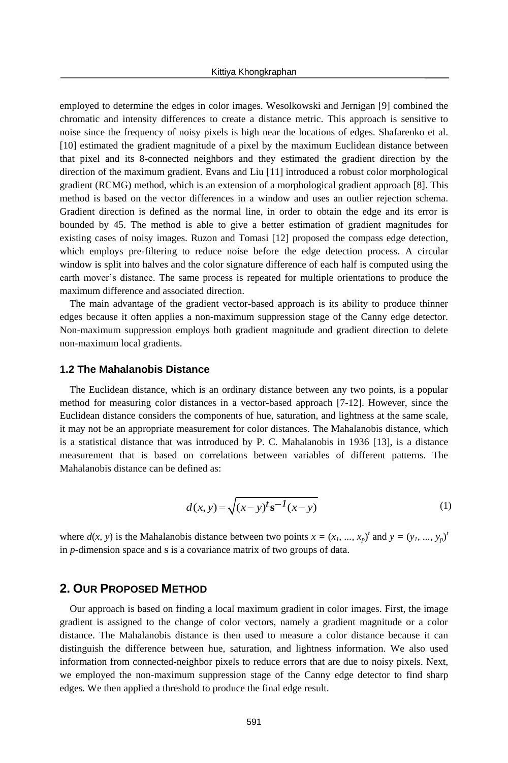employed to determine the edges in color images. Wesolkowski and Jernigan [9] combined the chromatic and intensity differences to create a distance metric. This approach is sensitive to noise since the frequency of noisy pixels is high near the locations of edges. Shafarenko et al. [10] estimated the gradient magnitude of a pixel by the maximum Euclidean distance between that pixel and its 8-connected neighbors and they estimated the gradient direction by the direction of the maximum gradient. Evans and Liu [11] introduced a robust color morphological gradient (RCMG) method, which is an extension of a morphological gradient approach [8]. This method is based on the vector differences in a window and uses an outlier rejection schema. Gradient direction is defined as the normal line, in order to obtain the edge and its error is bounded by 45. The method is able to give a better estimation of gradient magnitudes for existing cases of noisy images. Ruzon and Tomasi [12] proposed the compass edge detection, which employs pre-filtering to reduce noise before the edge detection process. A circular window is split into halves and the color signature difference of each half is computed using the earth mover's distance. The same process is repeated for multiple orientations to produce the maximum difference and associated direction.

The main advantage of the gradient vector-based approach is its ability to produce thinner edges because it often applies a non-maximum suppression stage of the Canny edge detector. Non-maximum suppression employs both gradient magnitude and gradient direction to delete non-maximum local gradients.

### 1.2 The Mahalanobis Distance

The Euclidean distance, which is an ordinary distance between any two points, is a popular method for measuring color distances in a vector-based approach [7-12]. However, since the Euclidean distance considers the components of hue, saturation, and lightness at the same scale, it may not be an appropriate measurement for color distances. The Mahalanobis distance, which is a statistical distance that was introduced by P. C. Mahalanobis in 1936 [13], is a distance measurement that is based on correlations between variables of different patterns. The Mahalanobis distance can be defined as:

$$d(x, y) = \sqrt{(x-y)^t \mathbf{s}^{-1} (x-y)} \tag{1}$$

where $d(x, y)$ is the Mahalanobis distance between two points $x = (x_1, ..., x_p)^t$ and $y = (y_1, ..., y_p)^t$ in $p$-dimension space and s is a covariance matrix of two groups of data.

## 2. Our Proposed Method

Our approach is based on finding a local maximum gradient in color images. First, the image gradient is assigned to the change of color vectors, namely a gradient magnitude or a color distance. The Mahalanobis distance is then used to measure a color distance because it can distinguish the difference between hue, saturation, and lightness information. We also used information from connected-neighbor pixels to reduce errors that are due to noisy pixels. Next, we employed the non-maximum suppression stage of the Canny edge detector to find sharp edges. We then applied a threshold to produce the final edge result.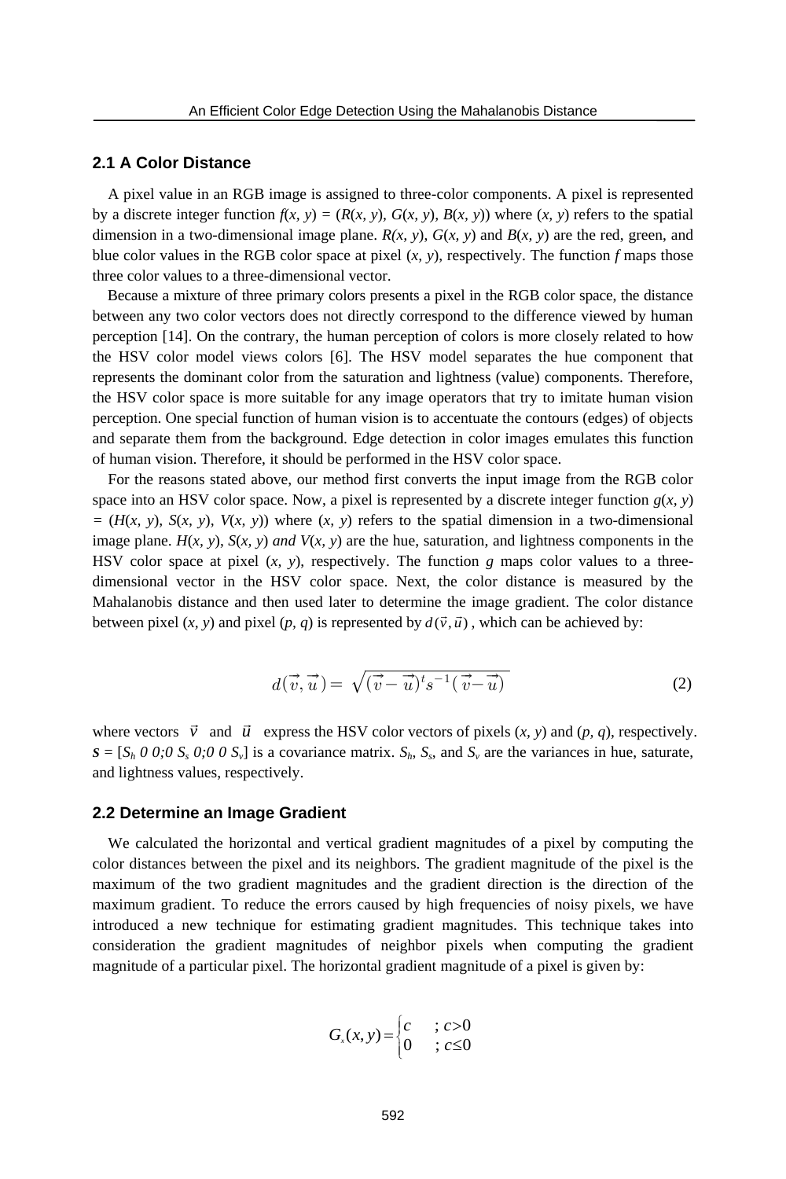### 2.1 A Color Distance

A pixel value in an RGB image is assigned to three-color components. A pixel is represented by a discrete integer function $f(x, y) = (R(x, y), G(x, y), B(x, y))$ where $(x, y)$ refers to the spatial dimension in a two-dimensional image plane. $R(x, y)$, $G(x, y)$ and $B(x, y)$ are the red, green, and blue color values in the RGB color space at pixel $(x, y)$, respectively. The function $f$ maps those three color values to a three-dimensional vector.

Because a mixture of three primary colors presents a pixel in the RGB color space, the distance between any two color vectors does not directly correspond to the difference viewed by human perception [14]. On the contrary, the human perception of colors is more closely related to how the HSV color model views colors [6]. The HSV model separates the hue component that represents the dominant color from the saturation and lightness (value) components. Therefore, the HSV color space is more suitable for any image operators that try to imitate human vision perception. One special function of human vision is to accentuate the contours (edges) of objects and separate them from the background. Edge detection in color images emulates this function of human vision. Therefore, it should be performed in the HSV color space.

For the reasons stated above, our method first converts the input image from the RGB color space into an HSV color space. Now, a pixel is represented by a discrete integer function $g(x, y) = (H(x, y), S(x, y), V(x, y))$ where $(x, y)$ refers to the spatial dimension in a two-dimensional image plane. $H(x, y)$, $S(x, y)$ *and* $V(x, y)$ are the hue, saturation, and lightness components in the HSV color space at pixel $(x, y)$, respectively. The function $g$ maps color values to a three-dimensional vector in the HSV color space. Next, the color distance is measured by the Mahalanobis distance and then used later to determine the image gradient. The color distance between pixel $(x, y)$ and pixel $(p, q)$ is represented by $d(\vec{v}, \vec{u})$, which can be achieved by:

$$d(\vec{v}, \vec{u}) = \sqrt{(\vec{v} - \vec{u})^t s^{-1} (\vec{v} - \vec{u})} \tag{2}$$

where vectors $\vec{v}$ and $\vec{u}$ express the HSV color vectors of pixels $(x, y)$ and $(p, q)$, respectively. $\boldsymbol{s} = [S_h\ 0\ 0; 0\ S_s\ 0; 0\ 0\ S_v]$ is a covariance matrix. $S_h$, $S_s$, and $S_v$ are the variances in hue, saturate, and lightness values, respectively.

### 2.2 Determine an Image Gradient

We calculated the horizontal and vertical gradient magnitudes of a pixel by computing the color distances between the pixel and its neighbors. The gradient magnitude of the pixel is the maximum of the two gradient magnitudes and the gradient direction is the direction of the maximum gradient. To reduce the errors caused by high frequencies of noisy pixels, we have introduced a new technique for estimating gradient magnitudes. This technique takes into consideration the gradient magnitudes of neighbor pixels when computing the gradient magnitude of a particular pixel. The horizontal gradient magnitude of a pixel is given by:

$$G_x(x, y) = \begin{cases} c & ; c > 0 \\ 0 & ; c \leq 0 \end{cases}$$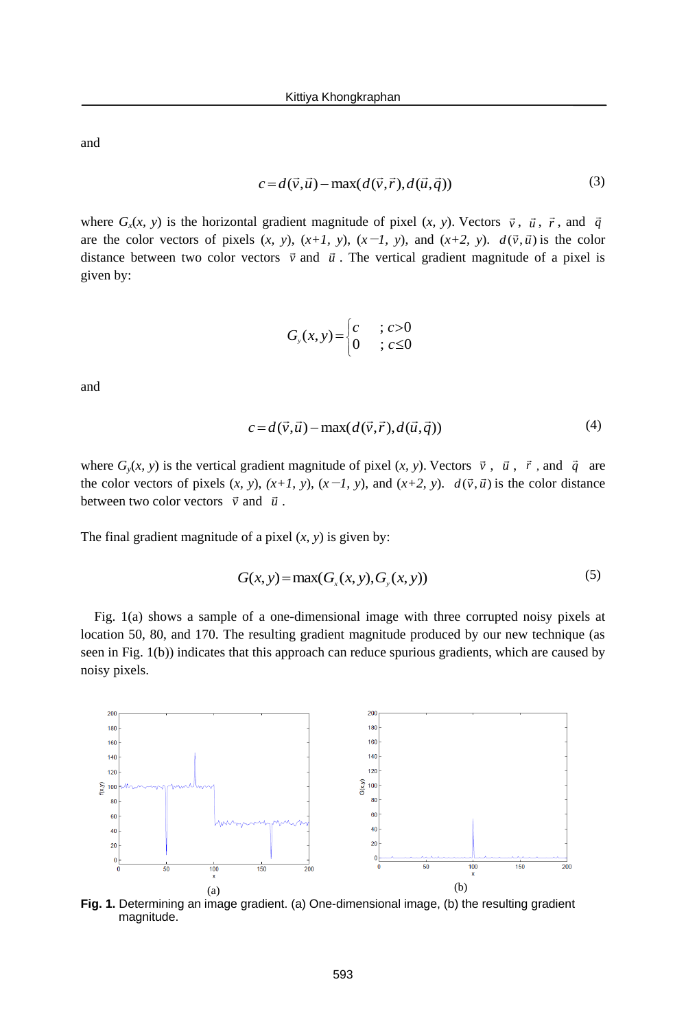and

$$c = d(\vec{v}, \vec{u}) - \max(d(\vec{v}, \vec{r}), d(\vec{u}, \vec{q})) \tag{3}$$

where $G_x(x, y)$ is the horizontal gradient magnitude of pixel $(x, y)$. Vectors $\vec{v}$, $\vec{u}$, $\vec{r}$, and $\vec{q}$ are the color vectors of pixels $(x, y)$, $(x+1, y)$, $(x-1, y)$, and $(x+2, y)$. $d(\vec{v}, \vec{u})$ is the color distance between two color vectors $\vec{v}$ and $\vec{u}$. The vertical gradient magnitude of a pixel is given by:

$$G_y(x, y) = \begin{cases} c & ; c > 0 \\ 0 & ; c \leq 0 \end{cases}$$

and

$$c = d(\vec{v}, \vec{u}) - \max(d(\vec{v}, \vec{r}), d(\vec{u}, \vec{q})) \tag{4}$$

where $G_y(x, y)$ is the vertical gradient magnitude of pixel $(x, y)$. Vectors $\vec{v}$, $\vec{u}$, $\vec{r}$, and $\vec{q}$ are the color vectors of pixels $(x, y)$, $(x+1, y)$, $(x-1, y)$, and $(x+2, y)$. $d(\vec{v}, \vec{u})$ is the color distance between two color vectors $\vec{v}$ and $\vec{u}$.

The final gradient magnitude of a pixel $(x, y)$ is given by:

$$G(x, y) = \max(G_x(x, y), G_y(x, y)) \tag{5}$$

Fig. 1(a) shows a sample of a one-dimensional image with three corrupted noisy pixels at location 50, 80, and 170. The resulting gradient magnitude produced by our new technique (as seen in Fig. 1(b)) indicates that this approach can reduce spurious gradients, which are caused by noisy pixels.

(a) (b)

**Fig. 1.** Determining an image gradient. (a) One-dimensional image, (b) the resulting gradient magnitude.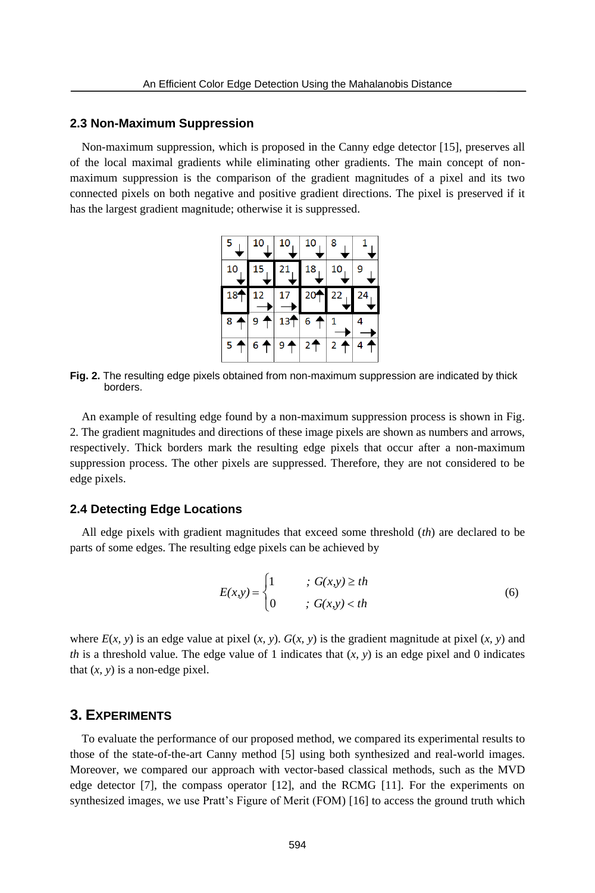### 2.3 Non-Maximum Suppression

Non-maximum suppression, which is proposed in the Canny edge detector [15], preserves all of the local maximal gradients while eliminating other gradients. The main concept of non-maximum suppression is the comparison of the gradient magnitudes of a pixel and its two connected pixels on both negative and positive gradient directions. The pixel is preserved if it has the largest gradient magnitude; otherwise it is suppressed.

| 5 ↓ | 10 ↓ | 10 ↓ | 10 ↓ | 8 ↓ | 1 ↓ |
|---|---|---|---|---|---|
| 10 ↓ | **15 ↓** | **21 ↓** | 18 ↓ | 10 ↓ | 9 ↓ |
| **18 ↑** | 12 → | 17 → | **20 ↑** | **22 ↓** | **24 ↓** |
| 8 ↑ | 9 ↑ | 13 ↑ | 6 ↑ | 1 → | 4 → |
| 5 ↑ | 6 ↑ | 9 ↑ | 2 ↑ | 2 ↑ | 4 ↑ |

**Fig. 2.** The resulting edge pixels obtained from non-maximum suppression are indicated by thick borders.

An example of resulting edge found by a non-maximum suppression process is shown in Fig. 2. The gradient magnitudes and directions of these image pixels are shown as numbers and arrows, respectively. Thick borders mark the resulting edge pixels that occur after a non-maximum suppression process. The other pixels are suppressed. Therefore, they are not considered to be edge pixels.

### 2.4 Detecting Edge Locations

All edge pixels with gradient magnitudes that exceed some threshold (*th*) are declared to be parts of some edges. The resulting edge pixels can be achieved by

$$E(x,y)=\begin{cases}1 & ;\ G(x,y)\geq th\\ 0 & ;\ G(x,y)<th\end{cases} \tag{6}$$

where $E(x, y)$ is an edge value at pixel $(x, y)$. $G(x, y)$ is the gradient magnitude at pixel $(x, y)$ and $th$ is a threshold value. The edge value of 1 indicates that $(x, y)$ is an edge pixel and 0 indicates that $(x, y)$ is a non-edge pixel.

## 3. Experiments

To evaluate the performance of our proposed method, we compared its experimental results to those of the state-of-the-art Canny method [5] using both synthesized and real-world images. Moreover, we compared our approach with vector-based classical methods, such as the MVD edge detector [7], the compass operator [12], and the RCMG [11]. For the experiments on synthesized images, we use Pratt's Figure of Merit (FOM) [16] to access the ground truth which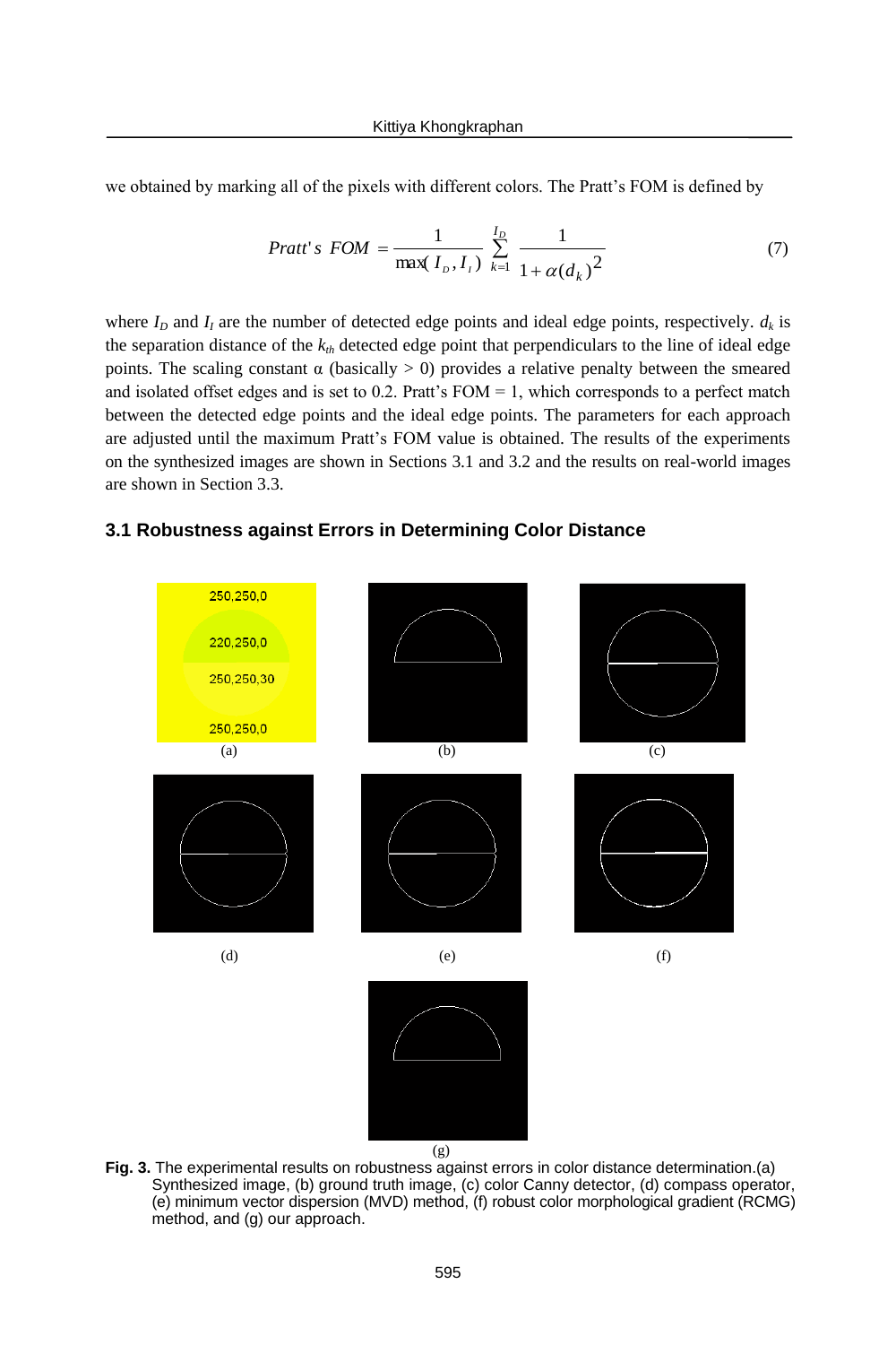we obtained by marking all of the pixels with different colors. The Pratt's FOM is defined by

$$Pratt's\ FOM = \frac{1}{\max(I_D, I_I)} \sum_{k=1}^{I_D} \frac{1}{1+\alpha(d_k)^2} \tag{7}$$

where $I_D$ and $I_I$ are the number of detected edge points and ideal edge points, respectively. $d_k$ is the separation distance of the $k_{th}$ detected edge point that perpendiculars to the line of ideal edge points. The scaling constant α (basically > 0) provides a relative penalty between the smeared and isolated offset edges and is set to 0.2. Pratt's FOM = 1, which corresponds to a perfect match between the detected edge points and the ideal edge points. The parameters for each approach are adjusted until the maximum Pratt's FOM value is obtained. The results of the experiments on the synthesized images are shown in Sections 3.1 and 3.2 and the results on real-world images are shown in Section 3.3.

### 3.1 Robustness against Errors in Determining Color Distance

**Fig. 3.** The experimental results on robustness against errors in color distance determination.(a) Synthesized image, (b) ground truth image, (c) color Canny detector, (d) compass operator, (e) minimum vector dispersion (MVD) method, (f) robust color morphological gradient (RCMG) method, and (g) our approach.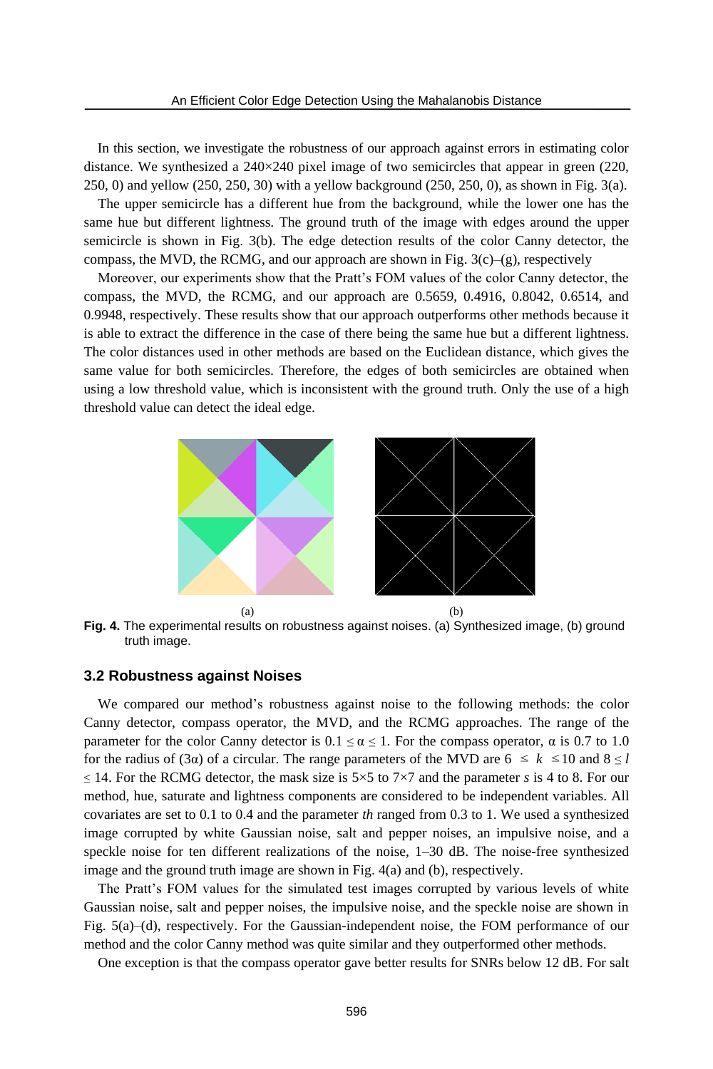In this section, we investigate the robustness of our approach against errors in estimating color distance. We synthesized a 240×240 pixel image of two semicircles that appear in green (220, 250, 0) and yellow (250, 250, 30) with a yellow background (250, 250, 0), as shown in Fig. 3(a).

The upper semicircle has a different hue from the background, while the lower one has the same hue but different lightness. The ground truth of the image with edges around the upper semicircle is shown in Fig. 3(b). The edge detection results of the color Canny detector, the compass, the MVD, the RCMG, and our approach are shown in Fig. 3(c)–(g), respectively

Moreover, our experiments show that the Pratt's FOM values of the color Canny detector, the compass, the MVD, the RCMG, and our approach are 0.5659, 0.4916, 0.8042, 0.6514, and 0.9948, respectively. These results show that our approach outperforms other methods because it is able to extract the difference in the case of there being the same hue but a different lightness. The color distances used in other methods are based on the Euclidean distance, which gives the same value for both semicircles. Therefore, the edges of both semicircles are obtained when using a low threshold value, which is inconsistent with the ground truth. Only the use of a high threshold value can detect the ideal edge.

(a) (b)

**Fig. 4.** The experimental results on robustness against noises. (a) Synthesized image, (b) ground truth image.

### 3.2 Robustness against Noises

We compared our method's robustness against noise to the following methods: the color Canny detector, compass operator, the MVD, and the RCMG approaches. The range of the parameter for the color Canny detector is $0.1 \leq \alpha \leq 1$. For the compass operator, $\alpha$ is 0.7 to 1.0 for the radius of ($3\alpha$) of a circular. The range parameters of the MVD are $6 \leq k \leq 10$ and $8 \leq l \leq 14$. For the RCMG detector, the mask size is 5×5 to 7×7 and the parameter $s$ is 4 to 8. For our method, hue, saturate and lightness components are considered to be independent variables. All covariates are set to 0.1 to 0.4 and the parameter $th$ ranged from 0.3 to 1. We used a synthesized image corrupted by white Gaussian noise, salt and pepper noises, an impulsive noise, and a speckle noise for ten different realizations of the noise, 1–30 dB. The noise-free synthesized image and the ground truth image are shown in Fig. 4(a) and (b), respectively.

The Pratt's FOM values for the simulated test images corrupted by various levels of white Gaussian noise, salt and pepper noises, the impulsive noise, and the speckle noise are shown in Fig. 5(a)–(d), respectively. For the Gaussian-independent noise, the FOM performance of our method and the color Canny method was quite similar and they outperformed other methods.

One exception is that the compass operator gave better results for SNRs below 12 dB. For salt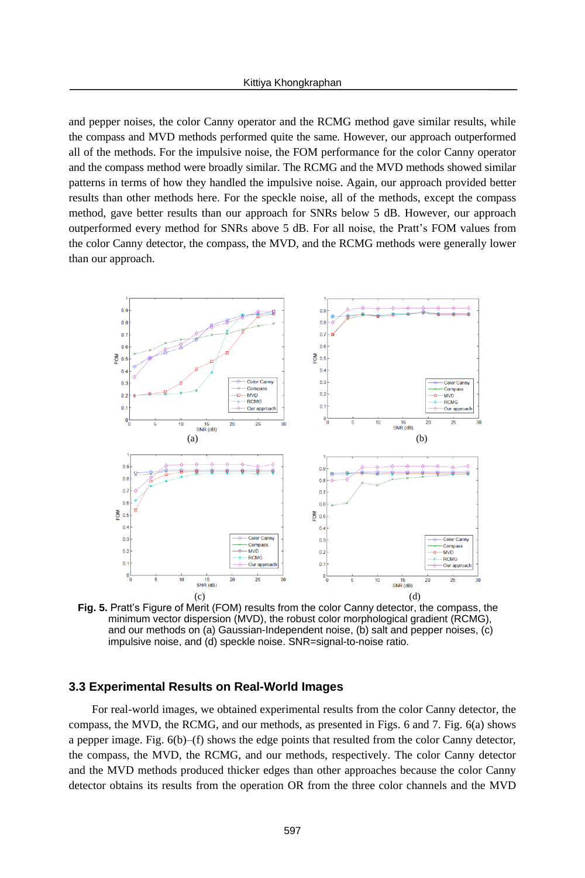and pepper noises, the color Canny operator and the RCMG method gave similar results, while the compass and MVD methods performed quite the same. However, our approach outperformed all of the methods. For the impulsive noise, the FOM performance for the color Canny operator and the compass method were broadly similar. The RCMG and the MVD methods showed similar patterns in terms of how they handled the impulsive noise. Again, our approach provided better results than other methods here. For the speckle noise, all of the methods, except the compass method, gave better results than our approach for SNRs below 5 dB. However, our approach outperformed every method for SNRs above 5 dB. For all noise, the Pratt's FOM values from the color Canny detector, the compass, the MVD, and the RCMG methods were generally lower than our approach.

**Fig. 5.** Pratt's Figure of Merit (FOM) results from the color Canny detector, the compass, the minimum vector dispersion (MVD), the robust color morphological gradient (RCMG), and our methods on (a) Gaussian-Independent noise, (b) salt and pepper noises, (c) impulsive noise, and (d) speckle noise. SNR=signal-to-noise ratio.

### 3.3 Experimental Results on Real-World Images

For real-world images, we obtained experimental results from the color Canny detector, the compass, the MVD, the RCMG, and our methods, as presented in Figs. 6 and 7. Fig. 6(a) shows a pepper image. Fig. 6(b)–(f) shows the edge points that resulted from the color Canny detector, the compass, the MVD, the RCMG, and our methods, respectively. The color Canny detector and the MVD methods produced thicker edges than other approaches because the color Canny detector obtains its results from the operation OR from the three color channels and the MVD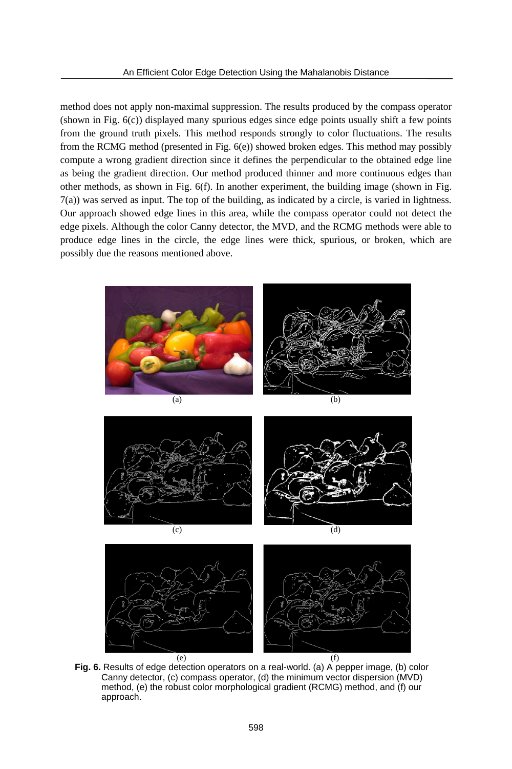method does not apply non-maximal suppression. The results produced by the compass operator (shown in Fig. 6(c)) displayed many spurious edges since edge points usually shift a few points from the ground truth pixels. This method responds strongly to color fluctuations. The results from the RCMG method (presented in Fig. 6(e)) showed broken edges. This method may possibly compute a wrong gradient direction since it defines the perpendicular to the obtained edge line as being the gradient direction. Our method produced thinner and more continuous edges than other methods, as shown in Fig. 6(f). In another experiment, the building image (shown in Fig. 7(a)) was served as input. The top of the building, as indicated by a circle, is varied in lightness. Our approach showed edge lines in this area, while the compass operator could not detect the edge pixels. Although the color Canny detector, the MVD, and the RCMG methods were able to produce edge lines in the circle, the edge lines were thick, spurious, or broken, which are possibly due the reasons mentioned above.

(a) (b)

(c) (d)

(e) (f)

**Fig. 6.** Results of edge detection operators on a real-world. (a) A pepper image, (b) color Canny detector, (c) compass operator, (d) the minimum vector dispersion (MVD) method, (e) the robust color morphological gradient (RCMG) method, and (f) our approach.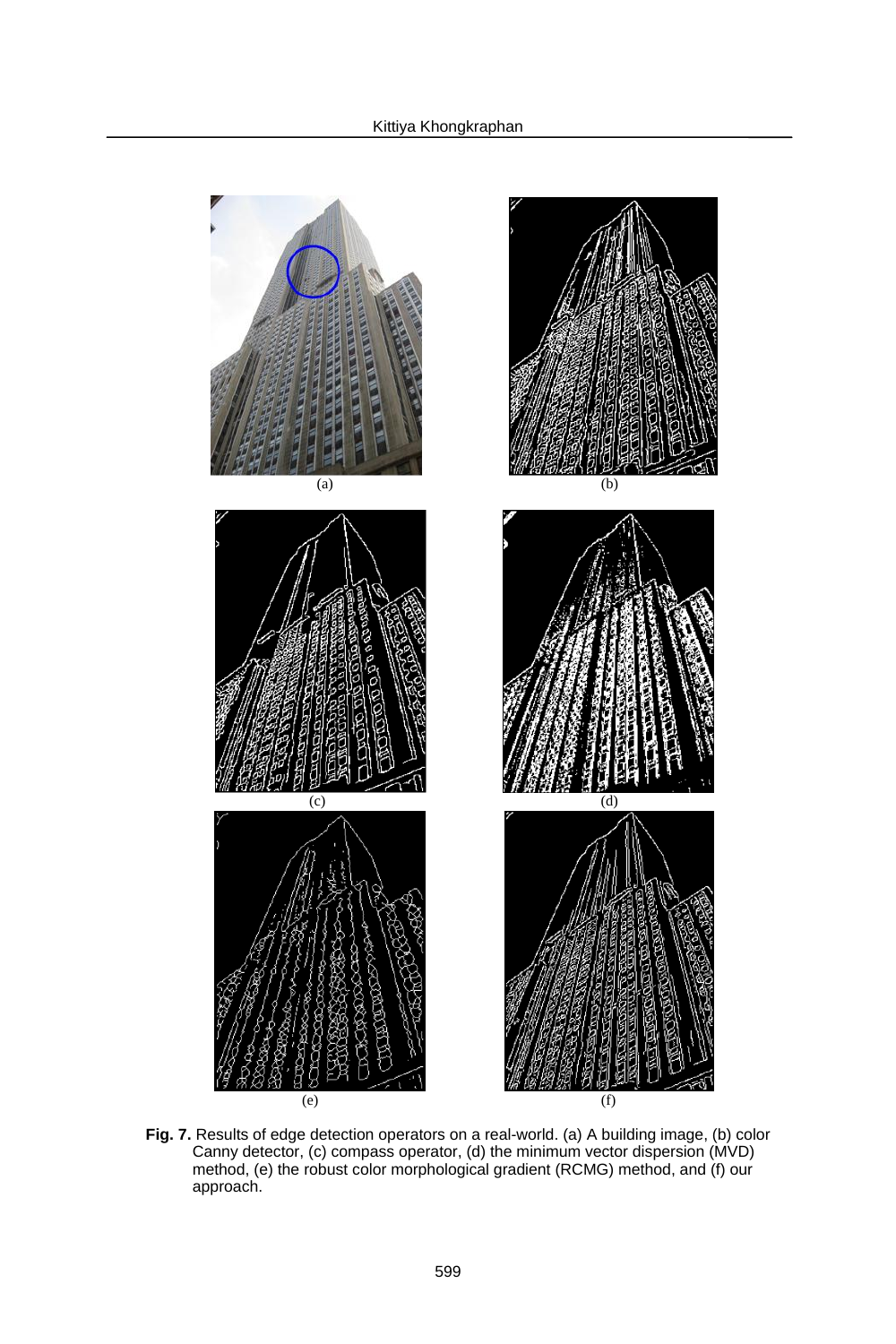(a) (b)

(c) (d)

(e) (f)

**Fig. 7.** Results of edge detection operators on a real-world. (a) A building image, (b) color Canny detector, (c) compass operator, (d) the minimum vector dispersion (MVD) method, (e) the robust color morphological gradient (RCMG) method, and (f) our approach.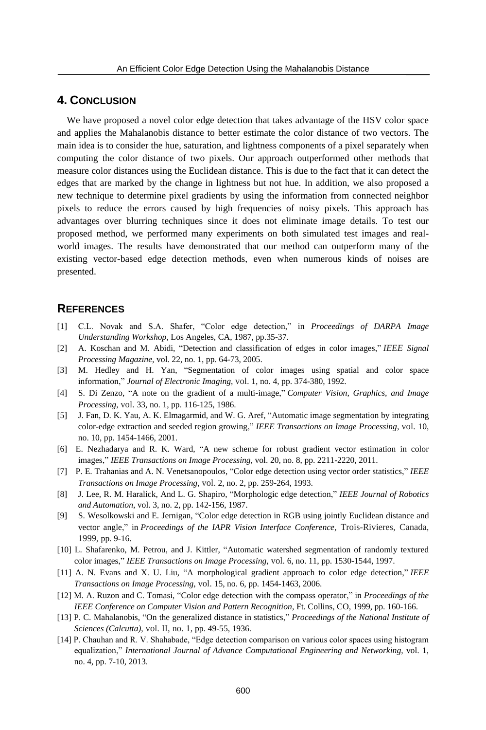## 4. CONCLUSION

We have proposed a novel color edge detection that takes advantage of the HSV color space and applies the Mahalanobis distance to better estimate the color distance of two vectors. The main idea is to consider the hue, saturation, and lightness components of a pixel separately when computing the color distance of two pixels. Our approach outperformed other methods that measure color distances using the Euclidean distance. This is due to the fact that it can detect the edges that are marked by the change in lightness but not hue. In addition, we also proposed a new technique to determine pixel gradients by using the information from connected neighbor pixels to reduce the errors caused by high frequencies of noisy pixels. This approach has advantages over blurring techniques since it does not eliminate image details. To test our proposed method, we performed many experiments on both simulated test images and real-world images. The results have demonstrated that our method can outperform many of the existing vector-based edge detection methods, even when numerous kinds of noises are presented.

## REFERENCES

[1] C.L. Novak and S.A. Shafer, "Color edge detection," in *Proceedings of DARPA Image Understanding Workshop*, Los Angeles, CA, 1987, pp.35-37.

[2] A. Koschan and M. Abidi, "Detection and classification of edges in color images," *IEEE Signal Processing Magazine*, vol. 22, no. 1, pp. 64-73, 2005.

[3] M. Hedley and H. Yan, "Segmentation of color images using spatial and color space information," *Journal of Electronic Imaging*, vol. 1, no. 4, pp. 374-380, 1992.

[4] S. Di Zenzo, "A note on the gradient of a multi-image," *Computer Vision, Graphics, and Image Processing*, vol. 33, no. 1, pp. 116-125, 1986.

[5] J. Fan, D. K. Yau, A. K. Elmagarmid, and W. G. Aref, "Automatic image segmentation by integrating color-edge extraction and seeded region growing," *IEEE Transactions on Image Processing*, vol. 10, no. 10, pp. 1454-1466, 2001.

[6] E. Nezhadarya and R. K. Ward, "A new scheme for robust gradient vector estimation in color images," *IEEE Transactions on Image Processing*, vol. 20, no. 8, pp. 2211-2220, 2011.

[7] P. E. Trahanias and A. N. Venetsanopoulos, "Color edge detection using vector order statistics," *IEEE Transactions on Image Processing*, vol. 2, no. 2, pp. 259-264, 1993.

[8] J. Lee, R. M. Haralick, And L. G. Shapiro, "Morphologic edge detection," *IEEE Journal of Robotics and Automation*, vol. 3, no. 2, pp. 142-156, 1987.

[9] S. Wesolkowski and E. Jernigan, "Color edge detection in RGB using jointly Euclidean distance and vector angle," in *Proceedings of the IAPR Vision Interface Conference*, Trois-Rivieres, Canada, 1999, pp. 9-16.

[10] L. Shafarenko, M. Petrou, and J. Kittler, "Automatic watershed segmentation of randomly textured color images," *IEEE Transactions on Image Processing*, vol. 6, no. 11, pp. 1530-1544, 1997.

[11] A. N. Evans and X. U. Liu, "A morphological gradient approach to color edge detection," *IEEE Transactions on Image Processing*, vol. 15, no. 6, pp. 1454-1463, 2006.

[12] M. A. Ruzon and C. Tomasi, "Color edge detection with the compass operator," in *Proceedings of the IEEE Conference on Computer Vision and Pattern Recognition*, Ft. Collins, CO, 1999, pp. 160-166.

[13] P. C. Mahalanobis, "On the generalized distance in statistics," *Proceedings of the National Institute of Sciences (Calcutta)*, vol. II, no. 1, pp. 49-55, 1936.

[14] P. Chauhan and R. V. Shahabade, "Edge detection comparison on various color spaces using histogram equalization," *International Journal of Advance Computational Engineering and Networking*, vol. 1, no. 4, pp. 7-10, 2013.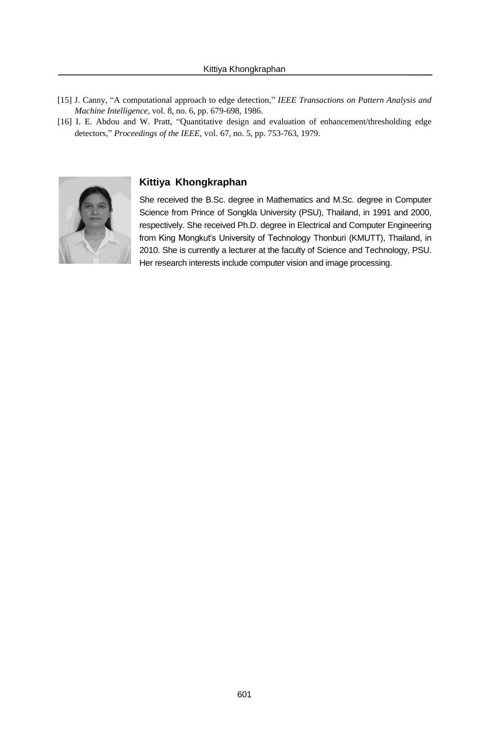[15] J. Canny, “A computational approach to edge detection,” *IEEE Transactions on Pattern Analysis and Machine Intelligence*, vol. 8, no. 6, pp. 679-698, 1986.

[16] I. E. Abdou and W. Pratt, “Quantitative design and evaluation of enhancement/thresholding edge detectors,” *Proceedings of the IEEE*, vol. 67, no. 5, pp. 753-763, 1979.

**Kittiya Khongkraphan**

She received the B.Sc. degree in Mathematics and M.Sc. degree in Computer Science from Prince of Songkla University (PSU), Thailand, in 1991 and 2000, respectively. She received Ph.D. degree in Electrical and Computer Engineering from King Mongkut’s University of Technology Thonburi (KMUTT), Thailand, in 2010. She is currently a lecturer at the faculty of Science and Technology, PSU. Her research interests include computer vision and image processing.